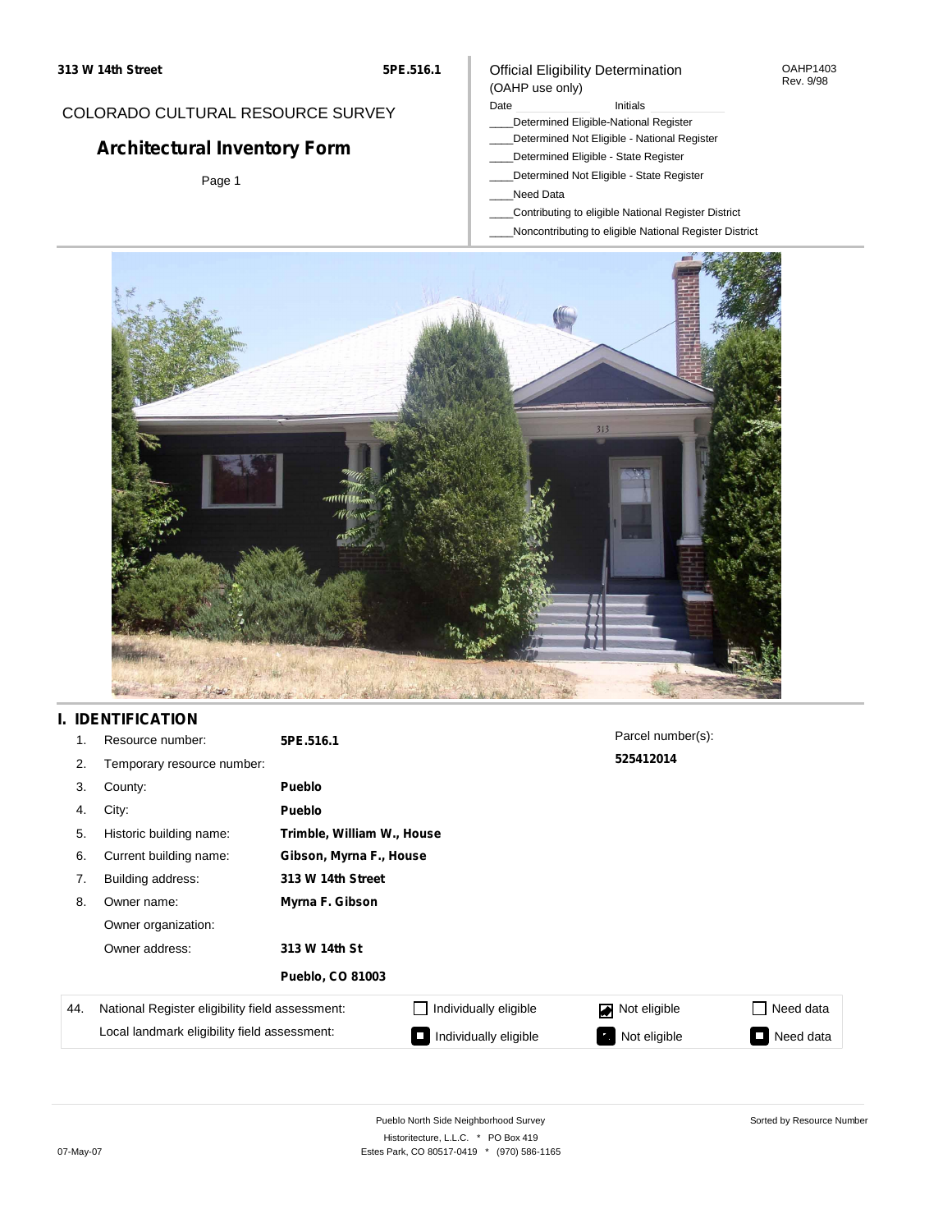313 W 14th Street

5PE.516.1

COLORADO CULTURAL RESOURCE SURVEY

# Architectural Inventory Form

Page 1

Official Eligibility Determination
(OAHP use only)

OAHP1403
Rev. 9/98

Date ____________ Initials ____________

____Determined Eligible-National Register
____Determined Not Eligible - National Register
____Determined Eligible - State Register
____Determined Not Eligible - State Register
____Need Data
____Contributing to eligible National Register District
____Noncontributing to eligible National Register District

## I. IDENTIFICATION

1. Resource number: **5PE.516.1**
2. Temporary resource number:
3. County: **Pueblo**
4. City: **Pueblo**
5. Historic building name: **Trimble, William W., House**
6. Current building name: **Gibson, Myrna F., House**
7. Building address: **313 W 14th Street**
8. Owner name: **Myrna F. Gibson**

   Owner organization:

   Owner address: **313 W 14th St**

   **Pueblo, CO 81003**

Parcel number(s):

**525412014**

| 44. | National Register eligibility field assessment: | ☐ Individually eligible | ☑ Not eligible | ☐ Need data |
|---|---|---|---|---|
| | Local landmark eligibility field assessment: | ☐ Individually eligible | ☐ Not eligible | ☐ Need data |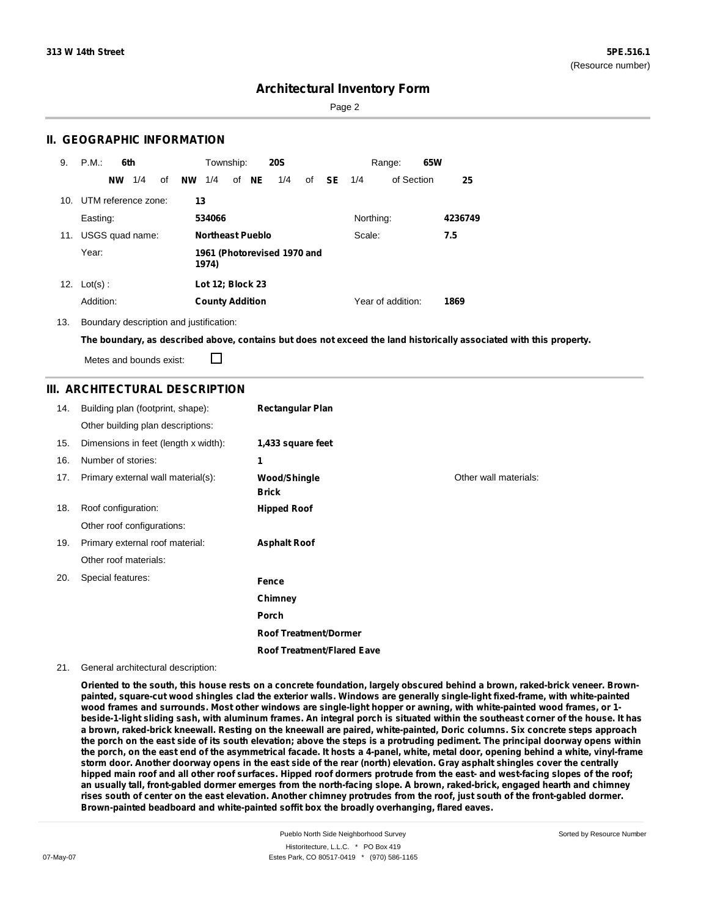## II. GEOGRAPHIC INFORMATION

9. P.M.: **6th** Township: **20S** Range: **65W**

**NW** 1/4 of **NW** 1/4 of **NE** 1/4 of **SE** 1/4 of Section **25**

10. UTM reference zone: **13**

Easting: **534066** Northing: **4236749**

11. USGS quad name: **Northeast Pueblo** Scale: **7.5**

Year: **1961 (Photorevised 1970 and 1974)**

12. Lot(s) : **Lot 12; Block 23**

Addition: **County Addition** Year of addition: **1869**

13. Boundary description and justification:

**The boundary, as described above, contains but does not exceed the land historically associated with this property.**

Metes and bounds exist: ☐

## III. ARCHITECTURAL DESCRIPTION

14. Building plan (footprint, shape): **Rectangular Plan**

Other building plan descriptions:

15. Dimensions in feet (length x width): **1,433 square feet**

16. Number of stories: **1**

17. Primary external wall material(s): **Wood/Shingle**, **Brick** Other wall materials:

18. Roof configuration: **Hipped Roof**

Other roof configurations:

19. Primary external roof material: **Asphalt Roof**

Other roof materials:

20. Special features:

**Fence**

**Chimney**

**Porch**

**Roof Treatment/Dormer**

**Roof Treatment/Flared Eave**

21. General architectural description:

**Oriented to the south, this house rests on a concrete foundation, largely obscured behind a brown, raked-brick veneer. Brown-painted, square-cut wood shingles clad the exterior walls. Windows are generally single-light fixed-frame, with white-painted wood frames and surrounds. Most other windows are single-light hopper or awning, with white-painted wood frames, or 1-beside-1-light sliding sash, with aluminum frames. An integral porch is situated within the southeast corner of the house. It has a brown, raked-brick kneewall. Resting on the kneewall are paired, white-painted, Doric columns. Six concrete steps approach the porch on the east side of its south elevation; above the steps is a protruding pediment. The principal doorway opens within the porch, on the east end of the asymmetrical facade. It hosts a 4-panel, white, metal door, opening behind a white, vinyl-frame storm door. Another doorway opens in the east side of the rear (north) elevation. Gray asphalt shingles cover the centrally hipped main roof and all other roof surfaces. Hipped roof dormers protrude from the east- and west-facing slopes of the roof; an usually tall, front-gabled dormer emerges from the north-facing slope. A brown, raked-brick, engaged hearth and chimney rises south of center on the east elevation. Another chimney protrudes from the roof, just south of the front-gabled dormer. Brown-painted beadboard and white-painted soffit box the broadly overhanging, flared eaves.**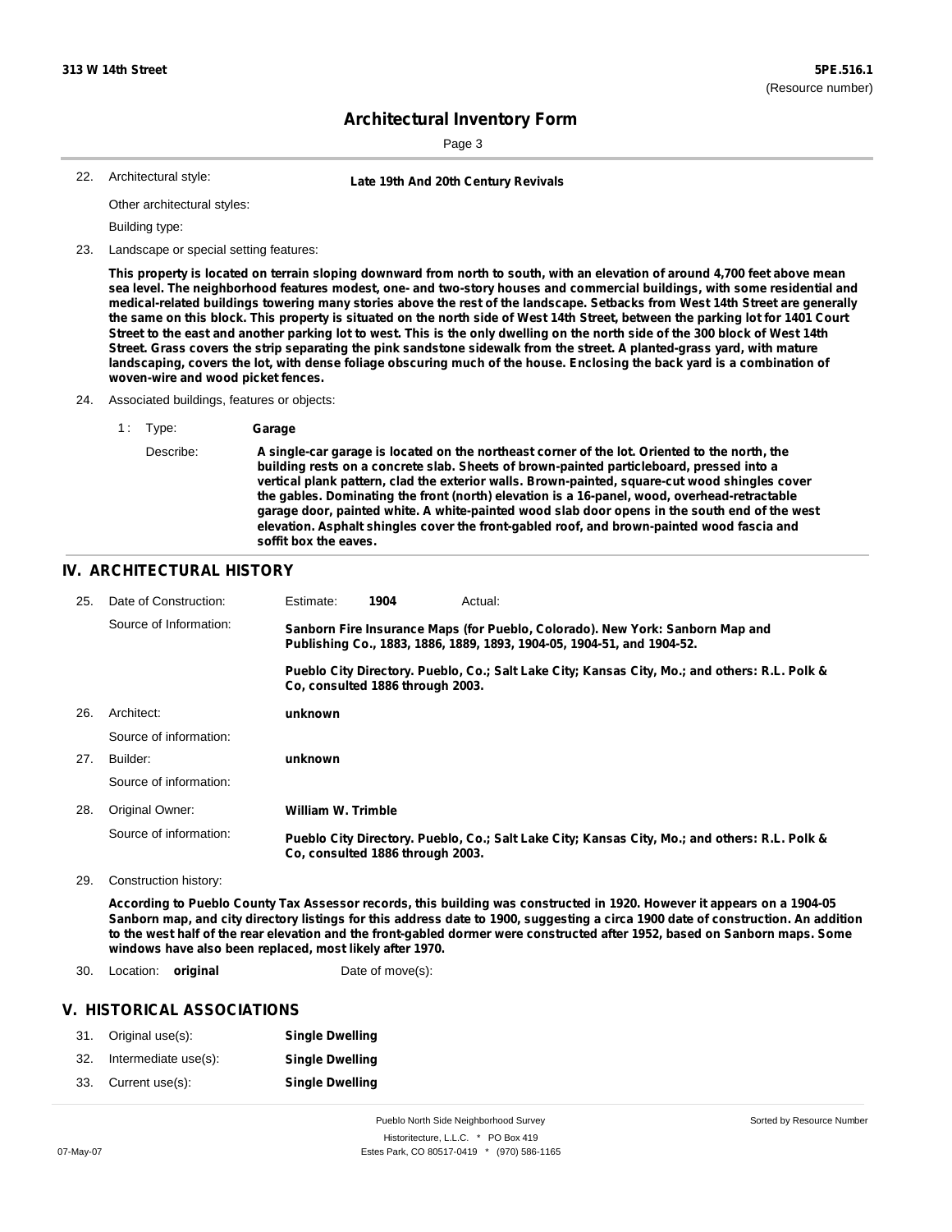## Architectural Inventory Form

22. Architectural style: **Late 19th And 20th Century Revivals**

Other architectural styles:

Building type:

23. Landscape or special setting features:

**This property is located on terrain sloping downward from north to south, with an elevation of around 4,700 feet above mean sea level. The neighborhood features modest, one- and two-story houses and commercial buildings, with some residential and medical-related buildings towering many stories above the rest of the landscape. Setbacks from West 14th Street are generally the same on this block. This property is situated on the north side of West 14th Street, between the parking lot for 1401 Court Street to the east and another parking lot to west. This is the only dwelling on the north side of the 300 block of West 14th Street. Grass covers the strip separating the pink sandstone sidewalk from the street. A planted-grass yard, with mature landscaping, covers the lot, with dense foliage obscuring much of the house. Enclosing the back yard is a combination of woven-wire and wood picket fences.**

24. Associated buildings, features or objects:

1 : Type: **Garage**

Describe: **A single-car garage is located on the northeast corner of the lot. Oriented to the north, the building rests on a concrete slab. Sheets of brown-painted particleboard, pressed into a vertical plank pattern, clad the exterior walls. Brown-painted, square-cut wood shingles cover the gables. Dominating the front (north) elevation is a 16-panel, wood, overhead-retractable garage door, painted white. A white-painted wood slab door opens in the south end of the west elevation. Asphalt shingles cover the front-gabled roof, and brown-painted wood fascia and soffit box the eaves.**

## IV. ARCHITECTURAL HISTORY

25. Date of Construction: Estimate: **1904** Actual:

Source of Information: **Sanborn Fire Insurance Maps (for Pueblo, Colorado). New York: Sanborn Map and Publishing Co., 1883, 1886, 1889, 1893, 1904-05, 1904-51, and 1904-52.**

**Pueblo City Directory. Pueblo, Co.; Salt Lake City; Kansas City, Mo.; and others: R.L. Polk & Co, consulted 1886 through 2003.**

26. Architect: **unknown**

Source of information:

27. Builder: **unknown**

Source of information:

28. Original Owner: **William W. Trimble**

Source of information: **Pueblo City Directory. Pueblo, Co.; Salt Lake City; Kansas City, Mo.; and others: R.L. Polk & Co, consulted 1886 through 2003.**

29. Construction history:

**According to Pueblo County Tax Assessor records, this building was constructed in 1920. However it appears on a 1904-05 Sanborn map, and city directory listings for this address date to 1900, suggesting a circa 1900 date of construction. An addition to the west half of the rear elevation and the front-gabled dormer were constructed after 1952, based on Sanborn maps. Some windows have also been replaced, most likely after 1970.**

30. Location: **original** Date of move(s):

## V. HISTORICAL ASSOCIATIONS

31. Original use(s): **Single Dwelling**

32. Intermediate use(s): **Single Dwelling**

33. Current use(s): **Single Dwelling**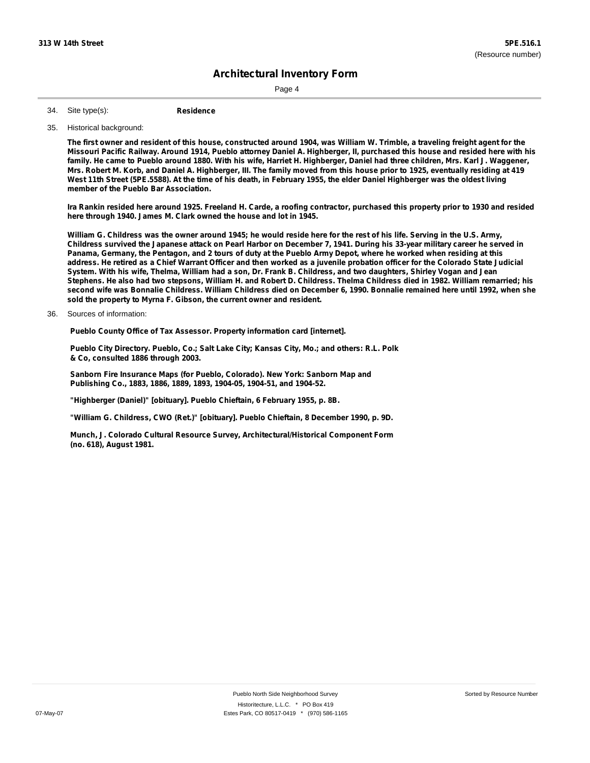34. Site type(s): **Residence**

35. Historical background:

**The first owner and resident of this house, constructed around 1904, was William W. Trimble, a traveling freight agent for the Missouri Pacific Railway. Around 1914, Pueblo attorney Daniel A. Highberger, II, purchased this house and resided here with his family. He came to Pueblo around 1880. With his wife, Harriet H. Highberger, Daniel had three children, Mrs. Karl J. Waggener, Mrs. Robert M. Korb, and Daniel A. Highberger, III. The family moved from this house prior to 1925, eventually residing at 419 West 11th Street (5PE.5588). At the time of his death, in February 1955, the elder Daniel Highberger was the oldest living member of the Pueblo Bar Association.**

**Ira Rankin resided here around 1925. Freeland H. Carde, a roofing contractor, purchased this property prior to 1930 and resided here through 1940. James M. Clark owned the house and lot in 1945.**

**William G. Childress was the owner around 1945; he would reside here for the rest of his life. Serving in the U.S. Army, Childress survived the Japanese attack on Pearl Harbor on December 7, 1941. During his 33-year military career he served in Panama, Germany, the Pentagon, and 2 tours of duty at the Pueblo Army Depot, where he worked when residing at this address. He retired as a Chief Warrant Officer and then worked as a juvenile probation officer for the Colorado State Judicial System. With his wife, Thelma, William had a son, Dr. Frank B. Childress, and two daughters, Shirley Vogan and Jean Stephens. He also had two stepsons, William H. and Robert D. Childress. Thelma Childress died in 1982. William remarried; his second wife was Bonnalie Childress. William Childress died on December 6, 1990. Bonnalie remained here until 1992, when she sold the property to Myrna F. Gibson, the current owner and resident.**

36. Sources of information:

**Pueblo County Office of Tax Assessor. Property information card [internet].**

**Pueblo City Directory. Pueblo, Co.; Salt Lake City; Kansas City, Mo.; and others: R.L. Polk & Co, consulted 1886 through 2003.**

**Sanborn Fire Insurance Maps (for Pueblo, Colorado). New York: Sanborn Map and Publishing Co., 1883, 1886, 1889, 1893, 1904-05, 1904-51, and 1904-52.**

**"Highberger (Daniel)" [obituary]. Pueblo Chieftain, 6 February 1955, p. 8B.**

**"William G. Childress, CWO (Ret.)" [obituary]. Pueblo Chieftain, 8 December 1990, p. 9D.**

**Munch, J. Colorado Cultural Resource Survey, Architectural/Historical Component Form (no. 618), August 1981.**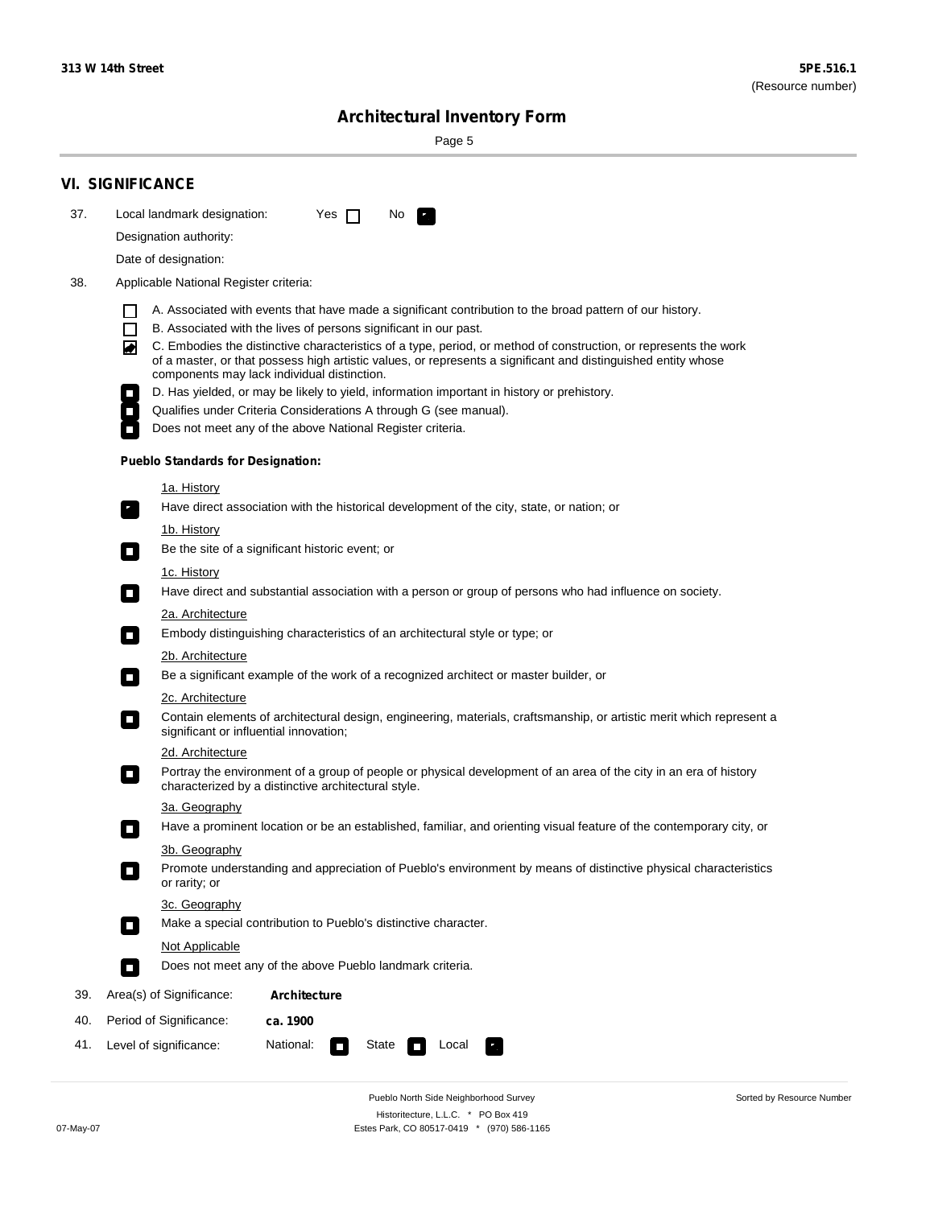## VI. SIGNIFICANCE

37. Local landmark designation: Yes ☐ No ■

Designation authority:

Date of designation:

38. Applicable National Register criteria:

- ☐ A. Associated with events that have made a significant contribution to the broad pattern of our history.
- ☐ B. Associated with the lives of persons significant in our past.
- ☑ C. Embodies the distinctive characteristics of a type, period, or method of construction, or represents the work of a master, or that possess high artistic values, or represents a significant and distinguished entity whose components may lack individual distinction.
- ☐ D. Has yielded, or may be likely to yield, information important in history or prehistory.
- ☐ Qualifies under Criteria Considerations A through G (see manual).
- ☐ Does not meet any of the above National Register criteria.

**Pueblo Standards for Designation:**

1a. History
- ■ Have direct association with the historical development of the city, state, or nation; or

1b. History
- ☐ Be the site of a significant historic event; or

1c. History
- ☐ Have direct and substantial association with a person or group of persons who had influence on society.

2a. Architecture
- ☐ Embody distinguishing characteristics of an architectural style or type; or

2b. Architecture
- ☐ Be a significant example of the work of a recognized architect or master builder, or

2c. Architecture
- ☐ Contain elements of architectural design, engineering, materials, craftsmanship, or artistic merit which represent a significant or influential innovation;

2d. Architecture
- ☐ Portray the environment of a group of people or physical development of an area of the city in an era of history characterized by a distinctive architectural style.

3a. Geography
- ☐ Have a prominent location or be an established, familiar, and orienting visual feature of the contemporary city, or

3b. Geography
- ☐ Promote understanding and appreciation of Pueblo's environment by means of distinctive physical characteristics or rarity; or

3c. Geography
- ☐ Make a special contribution to Pueblo's distinctive character.

Not Applicable
- ☐ Does not meet any of the above Pueblo landmark criteria.

39. Area(s) of Significance: **Architecture**

40. Period of Significance: **ca. 1900**

41. Level of significance: National: ☐ State ☐ Local ■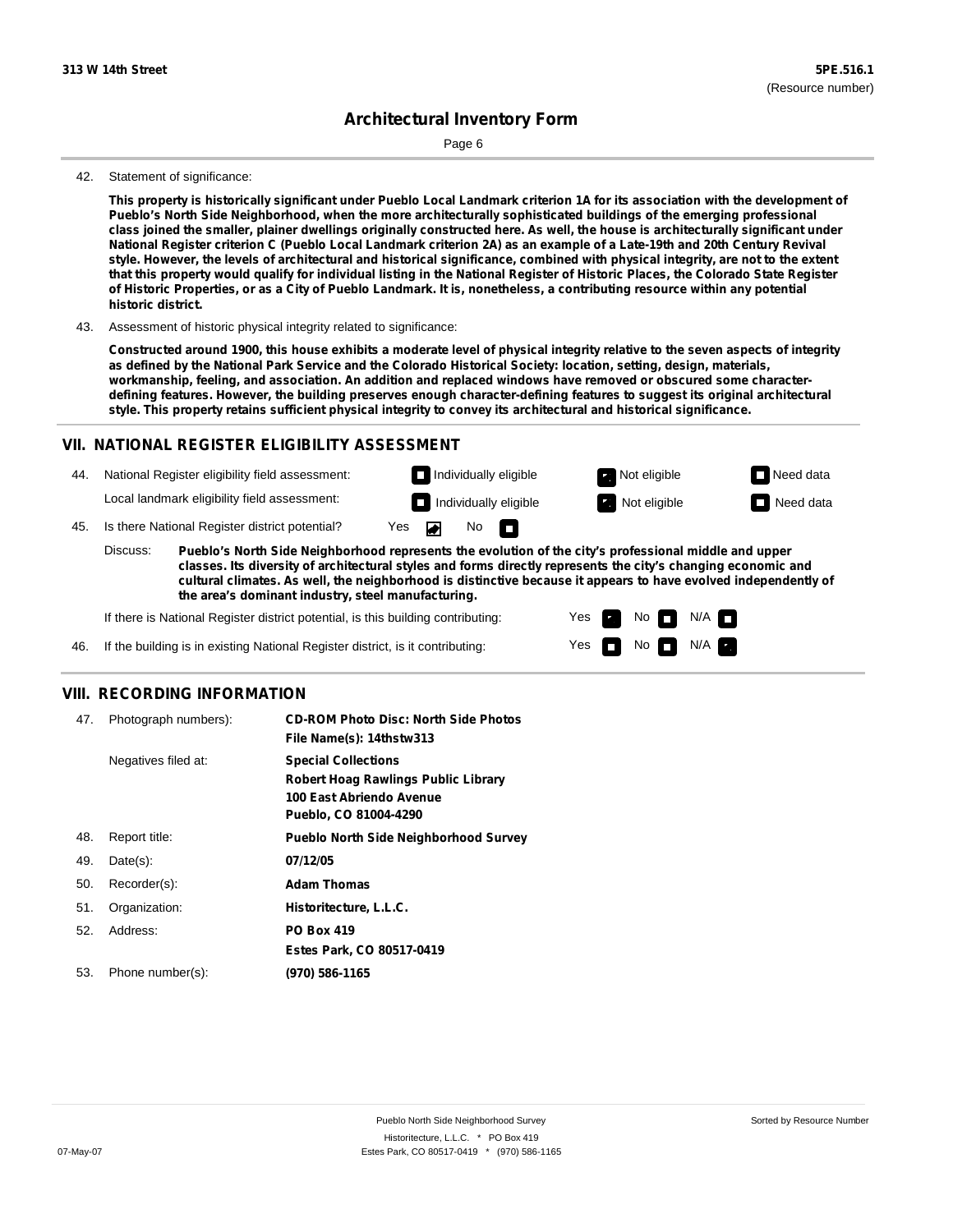42. Statement of significance:

**This property is historically significant under Pueblo Local Landmark criterion 1A for its association with the development of Pueblo's North Side Neighborhood, when the more architecturally sophisticated buildings of the emerging professional class joined the smaller, plainer dwellings originally constructed here. As well, the house is architecturally significant under National Register criterion C (Pueblo Local Landmark criterion 2A) as an example of a Late-19th and 20th Century Revival style. However, the levels of architectural and historical significance, combined with physical integrity, are not to the extent that this property would qualify for individual listing in the National Register of Historic Places, the Colorado State Register of Historic Properties, or as a City of Pueblo Landmark. It is, nonetheless, a contributing resource within any potential historic district.**

43. Assessment of historic physical integrity related to significance:

**Constructed around 1900, this house exhibits a moderate level of physical integrity relative to the seven aspects of integrity as defined by the National Park Service and the Colorado Historical Society: location, setting, design, materials, workmanship, feeling, and association. An addition and replaced windows have removed or obscured some character-defining features. However, the building preserves enough character-defining features to suggest its original architectural style. This property retains sufficient physical integrity to convey its architectural and historical significance.**

## VII. NATIONAL REGISTER ELIGIBILITY ASSESSMENT

44. National Register eligibility field assessment: ☐ Individually eligible ☑ Not eligible ☐ Need data

Local landmark eligibility field assessment: ☐ Individually eligible ☑ Not eligible ☐ Need data

45. Is there National Register district potential? Yes ☑ No ☐

Discuss: **Pueblo's North Side Neighborhood represents the evolution of the city's professional middle and upper classes. Its diversity of architectural styles and forms directly represents the city's changing economic and cultural climates. As well, the neighborhood is distinctive because it appears to have evolved independently of the area's dominant industry, steel manufacturing.**

If there is National Register district potential, is this building contributing: Yes ☑ No ☐ N/A ☐

46. If the building is in existing National Register district, is it contributing: Yes ☐ No ☐ N/A ☑

## VIII. RECORDING INFORMATION

47. Photograph numbers): **CD-ROM Photo Disc: North Side Photos**
**File Name(s): 14thstw313**

Negatives filed at: **Special Collections**
**Robert Hoag Rawlings Public Library**
**100 East Abriendo Avenue**
**Pueblo, CO 81004-4290**

48. Report title: **Pueblo North Side Neighborhood Survey**

49. Date(s): **07/12/05**

50. Recorder(s): **Adam Thomas**

51. Organization: **Historitecture, L.L.C.**

52. Address: **PO Box 419**
**Estes Park, CO 80517-0419**

53. Phone number(s): **(970) 586-1165**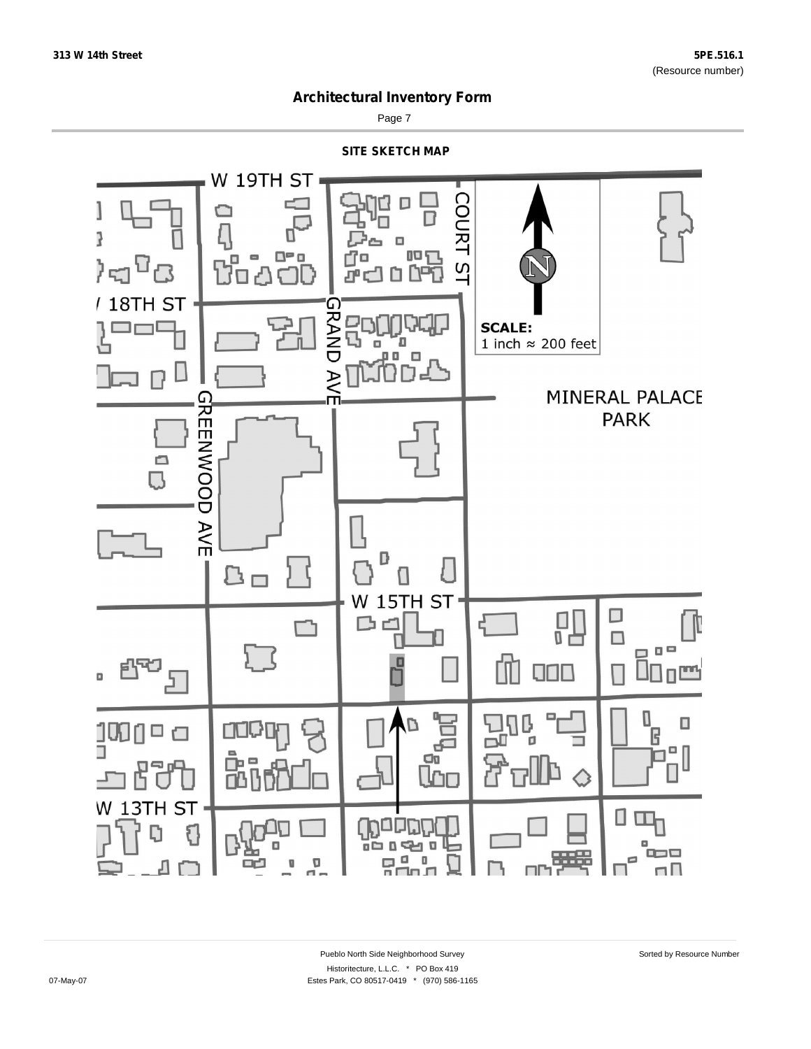313 W 14th Street

5PE.516.1
(Resource number)

# Architectural Inventory Form

## SITE SKETCH MAP

W 19TH ST

COURT ST

18TH ST

GRAND AVE

GREENWOOD AVE

SCALE:
1 inch ≈ 200 feet

MINERAL PALACE PARK

W 15TH ST

W 13TH ST

Pueblo North Side Neighborhood Survey

Sorted by Resource Number

Historitecture, L.L.C. * PO Box 419

07-May-07

Estes Park, CO 80517-0419 * (970) 586-1165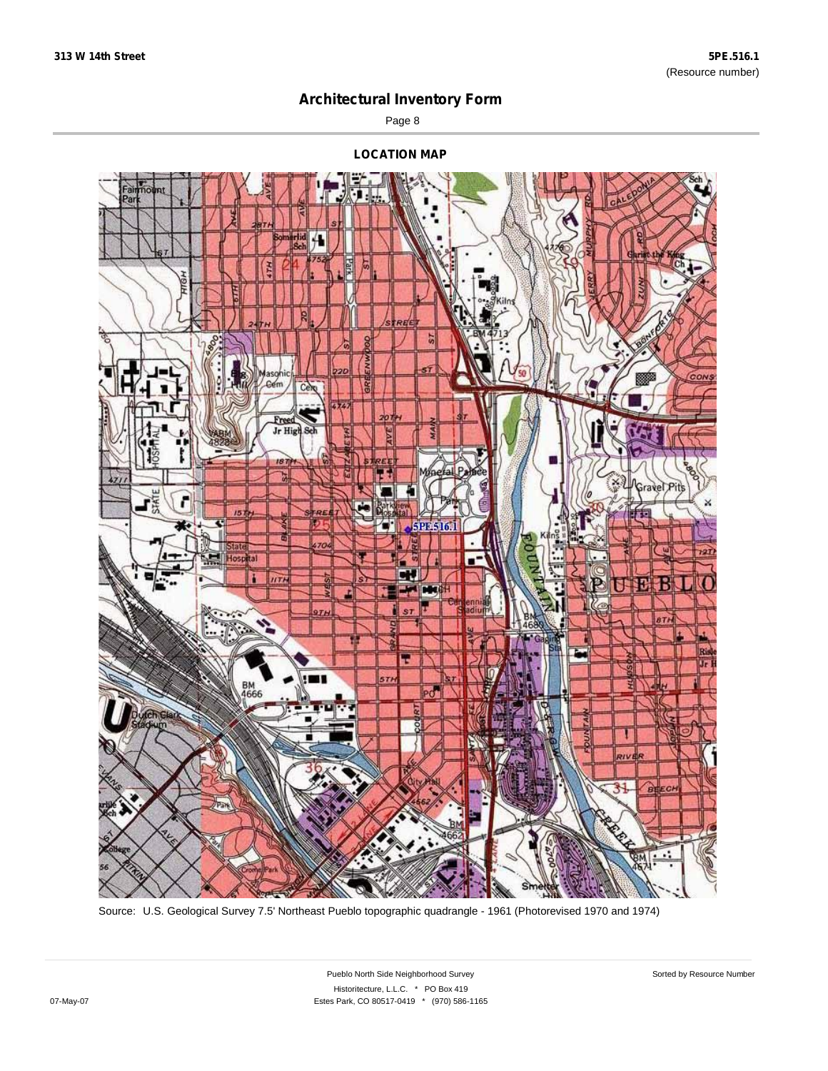## Architectural Inventory Form

### LOCATION MAP

Source: U.S. Geological Survey 7.5' Northeast Pueblo topographic quadrangle - 1961 (Photorevised 1970 and 1974)